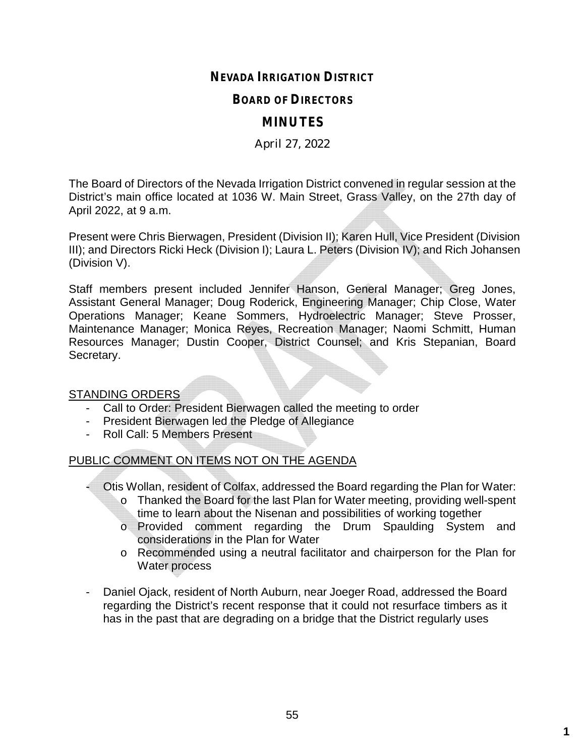# NEVADA IRRIGATION DISTRICT

## BOARD OF DIRECTORS

## MINUTES

April 27, 2022

The Board of Directors of the Nevada Irrigation District convened in regular session at the District's main office located at 1036 W. Main Street, Grass Valley, on the 27th day of April 2022, at 9 a.m.

Present were Chris Bierwagen, President (Division II); Karen Hull, Vice President (Division III); and Directors Ricki Heck (Division I); Laura L. Peters (Division IV); and Rich Johansen (Division V).

Staff members present included Jennifer Hanson, General Manager; Greg Jones, Assistant General Manager; Doug Roderick, Engineering Manager; Chip Close, Water Operations Manager; Keane Sommers, Hydroelectric Manager; Steve Prosser, Maintenance Manager; Monica Reyes, Recreation Manager; Naomi Schmitt, Human Resources Manager; Dustin Cooper, District Counsel; and Kris Stepanian, Board Secretary.

STANDING ORDERS

- Call to Order: President Bierwagen called the meeting to order
- President Bierwagen led the Pledge of Allegiance
- Roll Call: 5 Members Present

PUBLIC COMMENT ON ITEMS NOT ON THE AGENDA

- Otis Wollan, resident of Colfax, addressed the Board regarding the Plan for Water:
  - Thanked the Board for the last Plan for Water meeting, providing well-spent time to learn about the Nisenan and possibilities of working together
  - Provided comment regarding the Drum Spaulding System and considerations in the Plan for Water
  - Recommended using a neutral facilitator and chairperson for the Plan for Water process
- Daniel Ojack, resident of North Auburn, near Joeger Road, addressed the Board regarding the District's recent response that it could not resurface timbers as it has in the past that are degrading on a bridge that the District regularly uses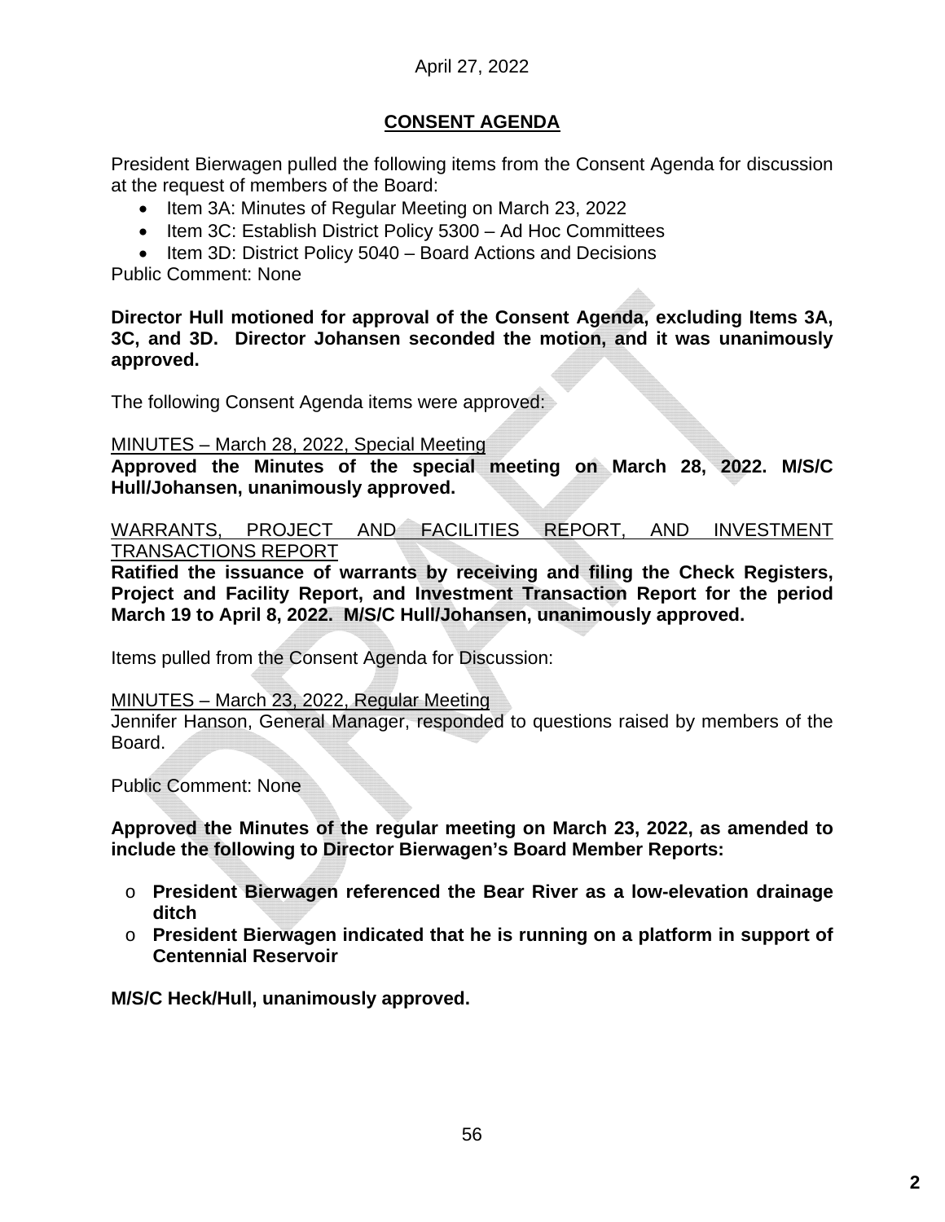April 27, 2022

## CONSENT AGENDA

President Bierwagen pulled the following items from the Consent Agenda for discussion at the request of members of the Board:

- Item 3A: Minutes of Regular Meeting on March 23, 2022
- Item 3C: Establish District Policy 5300 – Ad Hoc Committees
- Item 3D: District Policy 5040 – Board Actions and Decisions

Public Comment: None

**Director Hull motioned for approval of the Consent Agenda, excluding Items 3A, 3C, and 3D. Director Johansen seconded the motion, and it was unanimously approved.**

The following Consent Agenda items were approved:

MINUTES – March 28, 2022, Special Meeting

**Approved the Minutes of the special meeting on March 28, 2022. M/S/C Hull/Johansen, unanimously approved.**

WARRANTS, PROJECT AND FACILITIES REPORT, AND INVESTMENT TRANSACTIONS REPORT

**Ratified the issuance of warrants by receiving and filing the Check Registers, Project and Facility Report, and Investment Transaction Report for the period March 19 to April 8, 2022. M/S/C Hull/Johansen, unanimously approved.**

Items pulled from the Consent Agenda for Discussion:

MINUTES – March 23, 2022, Regular Meeting

Jennifer Hanson, General Manager, responded to questions raised by members of the Board.

Public Comment: None

**Approved the Minutes of the regular meeting on March 23, 2022, as amended to include the following to Director Bierwagen's Board Member Reports:**

- **President Bierwagen referenced the Bear River as a low-elevation drainage ditch**
- **President Bierwagen indicated that he is running on a platform in support of Centennial Reservoir**

**M/S/C Heck/Hull, unanimously approved.**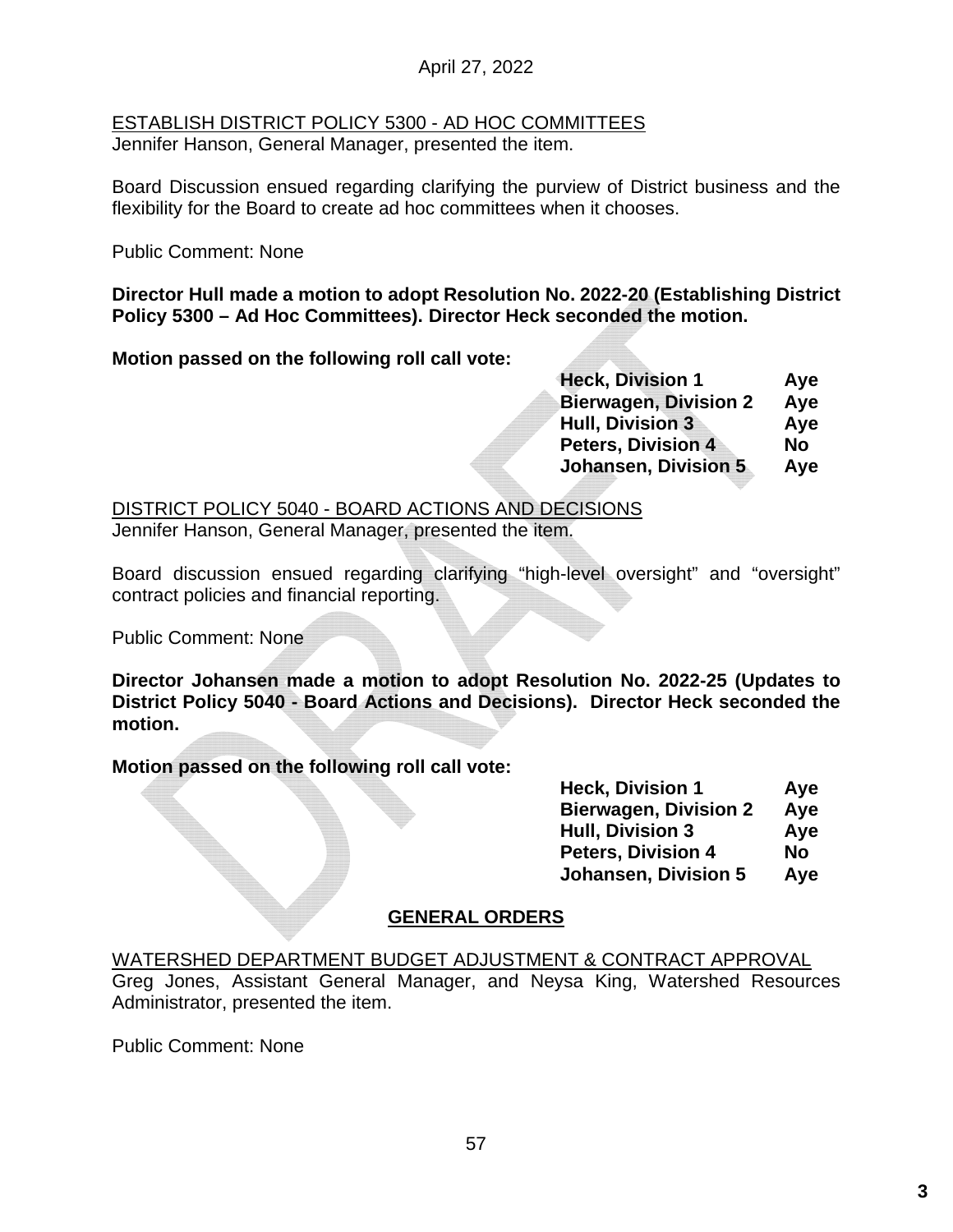April 27, 2022

ESTABLISH DISTRICT POLICY 5300 - AD HOC COMMITTEES

Jennifer Hanson, General Manager, presented the item.

Board Discussion ensued regarding clarifying the purview of District business and the flexibility for the Board to create ad hoc committees when it chooses.

Public Comment: None

**Director Hull made a motion to adopt Resolution No. 2022-20 (Establishing District Policy 5300 – Ad Hoc Committees). Director Heck seconded the motion.**

**Motion passed on the following roll call vote:**

| | |
|---|---|
| **Heck, Division 1** | **Aye** |
| **Bierwagen, Division 2** | **Aye** |
| **Hull, Division 3** | **Aye** |
| **Peters, Division 4** | **No** |
| **Johansen, Division 5** | **Aye** |

DISTRICT POLICY 5040 - BOARD ACTIONS AND DECISIONS

Jennifer Hanson, General Manager, presented the item.

Board discussion ensued regarding clarifying "high-level oversight" and "oversight" contract policies and financial reporting.

Public Comment: None

**Director Johansen made a motion to adopt Resolution No. 2022-25 (Updates to District Policy 5040 - Board Actions and Decisions). Director Heck seconded the motion.**

**Motion passed on the following roll call vote:**

| | |
|---|---|
| **Heck, Division 1** | **Aye** |
| **Bierwagen, Division 2** | **Aye** |
| **Hull, Division 3** | **Aye** |
| **Peters, Division 4** | **No** |
| **Johansen, Division 5** | **Aye** |

## GENERAL ORDERS

WATERSHED DEPARTMENT BUDGET ADJUSTMENT & CONTRACT APPROVAL

Greg Jones, Assistant General Manager, and Neysa King, Watershed Resources Administrator, presented the item.

Public Comment: None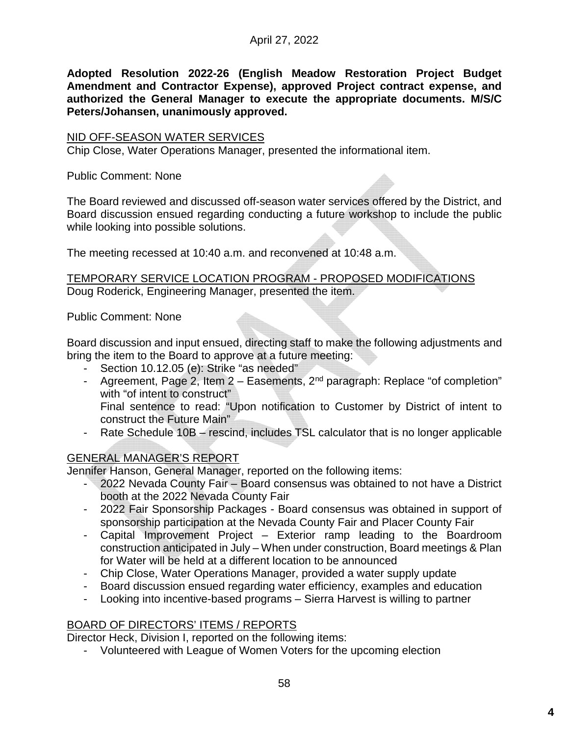April 27, 2022

**Adopted Resolution 2022-26 (English Meadow Restoration Project Budget Amendment and Contractor Expense), approved Project contract expense, and authorized the General Manager to execute the appropriate documents. M/S/C Peters/Johansen, unanimously approved.**

<u>NID OFF-SEASON WATER SERVICES</u>
Chip Close, Water Operations Manager, presented the informational item.

Public Comment: None

The Board reviewed and discussed off-season water services offered by the District, and Board discussion ensued regarding conducting a future workshop to include the public while looking into possible solutions.

The meeting recessed at 10:40 a.m. and reconvened at 10:48 a.m.

<u>TEMPORARY SERVICE LOCATION PROGRAM - PROPOSED MODIFICATIONS</u>
Doug Roderick, Engineering Manager, presented the item.

Public Comment: None

Board discussion and input ensued, directing staff to make the following adjustments and bring the item to the Board to approve at a future meeting:

- Section 10.12.05 (e): Strike "as needed"
- Agreement, Page 2, Item 2 – Easements, 2nd paragraph: Replace "of completion" with "of intent to construct"
  Final sentence to read: "Upon notification to Customer by District of intent to construct the Future Main"
- Rate Schedule 10B – rescind, includes TSL calculator that is no longer applicable

<u>GENERAL MANAGER'S REPORT</u>
Jennifer Hanson, General Manager, reported on the following items:

- 2022 Nevada County Fair – Board consensus was obtained to not have a District booth at the 2022 Nevada County Fair
- 2022 Fair Sponsorship Packages - Board consensus was obtained in support of sponsorship participation at the Nevada County Fair and Placer County Fair
- Capital Improvement Project – Exterior ramp leading to the Boardroom construction anticipated in July – When under construction, Board meetings & Plan for Water will be held at a different location to be announced
- Chip Close, Water Operations Manager, provided a water supply update
- Board discussion ensued regarding water efficiency, examples and education
- Looking into incentive-based programs – Sierra Harvest is willing to partner

<u>BOARD OF DIRECTORS' ITEMS / REPORTS</u>
Director Heck, Division I, reported on the following items:

- Volunteered with League of Women Voters for the upcoming election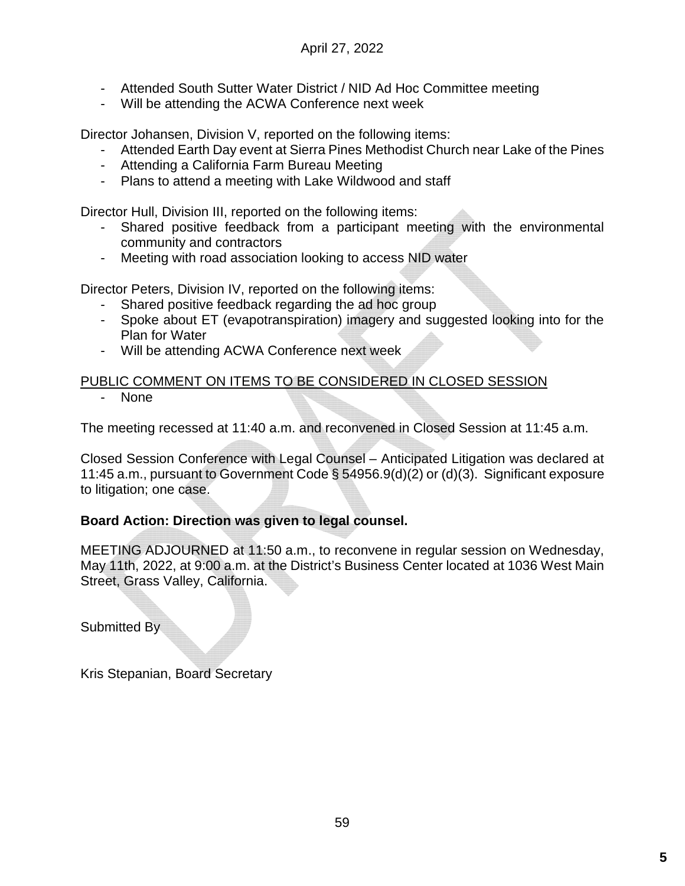- Attended South Sutter Water District / NID Ad Hoc Committee meeting
- Will be attending the ACWA Conference next week

Director Johansen, Division V, reported on the following items:

- Attended Earth Day event at Sierra Pines Methodist Church near Lake of the Pines
- Attending a California Farm Bureau Meeting
- Plans to attend a meeting with Lake Wildwood and staff

Director Hull, Division III, reported on the following items:

- Shared positive feedback from a participant meeting with the environmental community and contractors
- Meeting with road association looking to access NID water

Director Peters, Division IV, reported on the following items:

- Shared positive feedback regarding the ad hoc group
- Spoke about ET (evapotranspiration) imagery and suggested looking into for the Plan for Water
- Will be attending ACWA Conference next week

PUBLIC COMMENT ON ITEMS TO BE CONSIDERED IN CLOSED SESSION

- None

The meeting recessed at 11:40 a.m. and reconvened in Closed Session at 11:45 a.m.

Closed Session Conference with Legal Counsel – Anticipated Litigation was declared at 11:45 a.m., pursuant to Government Code § 54956.9(d)(2) or (d)(3). Significant exposure to litigation; one case.

**Board Action: Direction was given to legal counsel.**

MEETING ADJOURNED at 11:50 a.m., to reconvene in regular session on Wednesday, May 11th, 2022, at 9:00 a.m. at the District's Business Center located at 1036 West Main Street, Grass Valley, California.

Submitted By

Kris Stepanian, Board Secretary